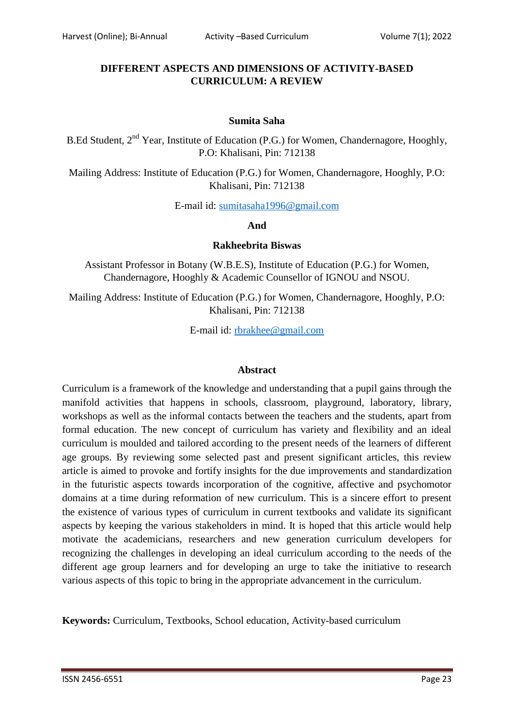# DIFFERENT ASPECTS AND DIMENSIONS OF ACTIVITY-BASED CURRICULUM: A REVIEW

**Sumita Saha**

B.Ed Student, 2nd Year, Institute of Education (P.G.) for Women, Chandernagore, Hooghly, P.O: Khalisani, Pin: 712138

Mailing Address: Institute of Education (P.G.) for Women, Chandernagore, Hooghly, P.O: Khalisani, Pin: 712138

E-mail id: sumitasaha1996@gmail.com

**And**

**Rakheebrita Biswas**

Assistant Professor in Botany (W.B.E.S), Institute of Education (P.G.) for Women, Chandernagore, Hooghly & Academic Counsellor of IGNOU and NSOU.

Mailing Address: Institute of Education (P.G.) for Women, Chandernagore, Hooghly, P.O: Khalisani, Pin: 712138

E-mail id: rbrakhee@gmail.com

## Abstract

Curriculum is a framework of the knowledge and understanding that a pupil gains through the manifold activities that happens in schools, classroom, playground, laboratory, library, workshops as well as the informal contacts between the teachers and the students, apart from formal education. The new concept of curriculum has variety and flexibility and an ideal curriculum is moulded and tailored according to the present needs of the learners of different age groups. By reviewing some selected past and present significant articles, this review article is aimed to provoke and fortify insights for the due improvements and standardization in the futuristic aspects towards incorporation of the cognitive, affective and psychomotor domains at a time during reformation of new curriculum. This is a sincere effort to present the existence of various types of curriculum in current textbooks and validate its significant aspects by keeping the various stakeholders in mind. It is hoped that this article would help motivate the academicians, researchers and new generation curriculum developers for recognizing the challenges in developing an ideal curriculum according to the needs of the different age group learners and for developing an urge to take the initiative to research various aspects of this topic to bring in the appropriate advancement in the curriculum.

**Keywords:** Curriculum, Textbooks, School education, Activity-based curriculum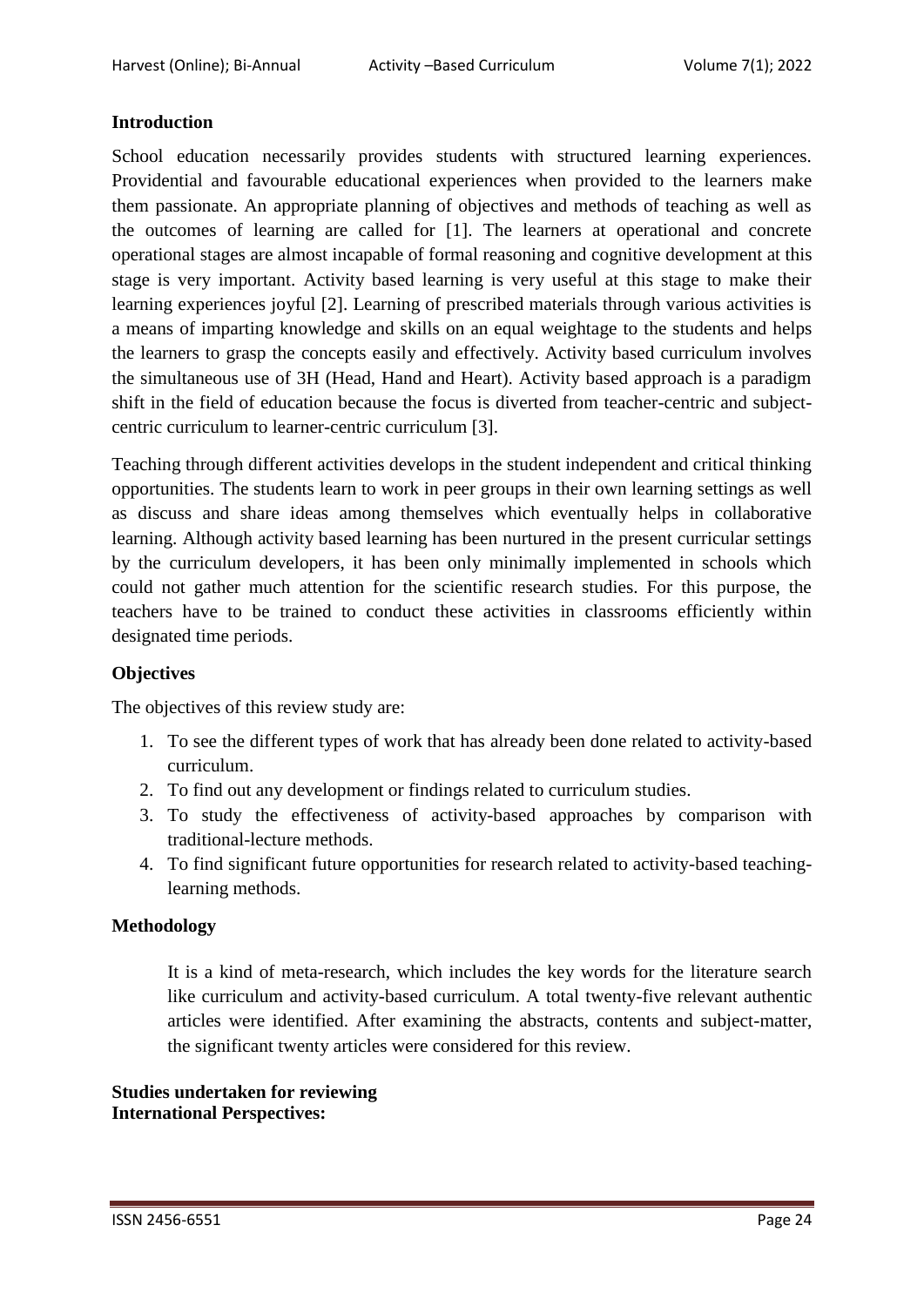## Introduction

School education necessarily provides students with structured learning experiences. Providential and favourable educational experiences when provided to the learners make them passionate. An appropriate planning of objectives and methods of teaching as well as the outcomes of learning are called for [1]. The learners at operational and concrete operational stages are almost incapable of formal reasoning and cognitive development at this stage is very important. Activity based learning is very useful at this stage to make their learning experiences joyful [2]. Learning of prescribed materials through various activities is a means of imparting knowledge and skills on an equal weightage to the students and helps the learners to grasp the concepts easily and effectively. Activity based curriculum involves the simultaneous use of 3H (Head, Hand and Heart). Activity based approach is a paradigm shift in the field of education because the focus is diverted from teacher-centric and subject-centric curriculum to learner-centric curriculum [3].

Teaching through different activities develops in the student independent and critical thinking opportunities. The students learn to work in peer groups in their own learning settings as well as discuss and share ideas among themselves which eventually helps in collaborative learning. Although activity based learning has been nurtured in the present curricular settings by the curriculum developers, it has been only minimally implemented in schools which could not gather much attention for the scientific research studies. For this purpose, the teachers have to be trained to conduct these activities in classrooms efficiently within designated time periods.

## Objectives

The objectives of this review study are:

1. To see the different types of work that has already been done related to activity-based curriculum.
2. To find out any development or findings related to curriculum studies.
3. To study the effectiveness of activity-based approaches by comparison with traditional-lecture methods.
4. To find significant future opportunities for research related to activity-based teaching-learning methods.

## Methodology

It is a kind of meta-research, which includes the key words for the literature search like curriculum and activity-based curriculum. A total twenty-five relevant authentic articles were identified. After examining the abstracts, contents and subject-matter, the significant twenty articles were considered for this review.

## Studies undertaken for reviewing

### International Perspectives: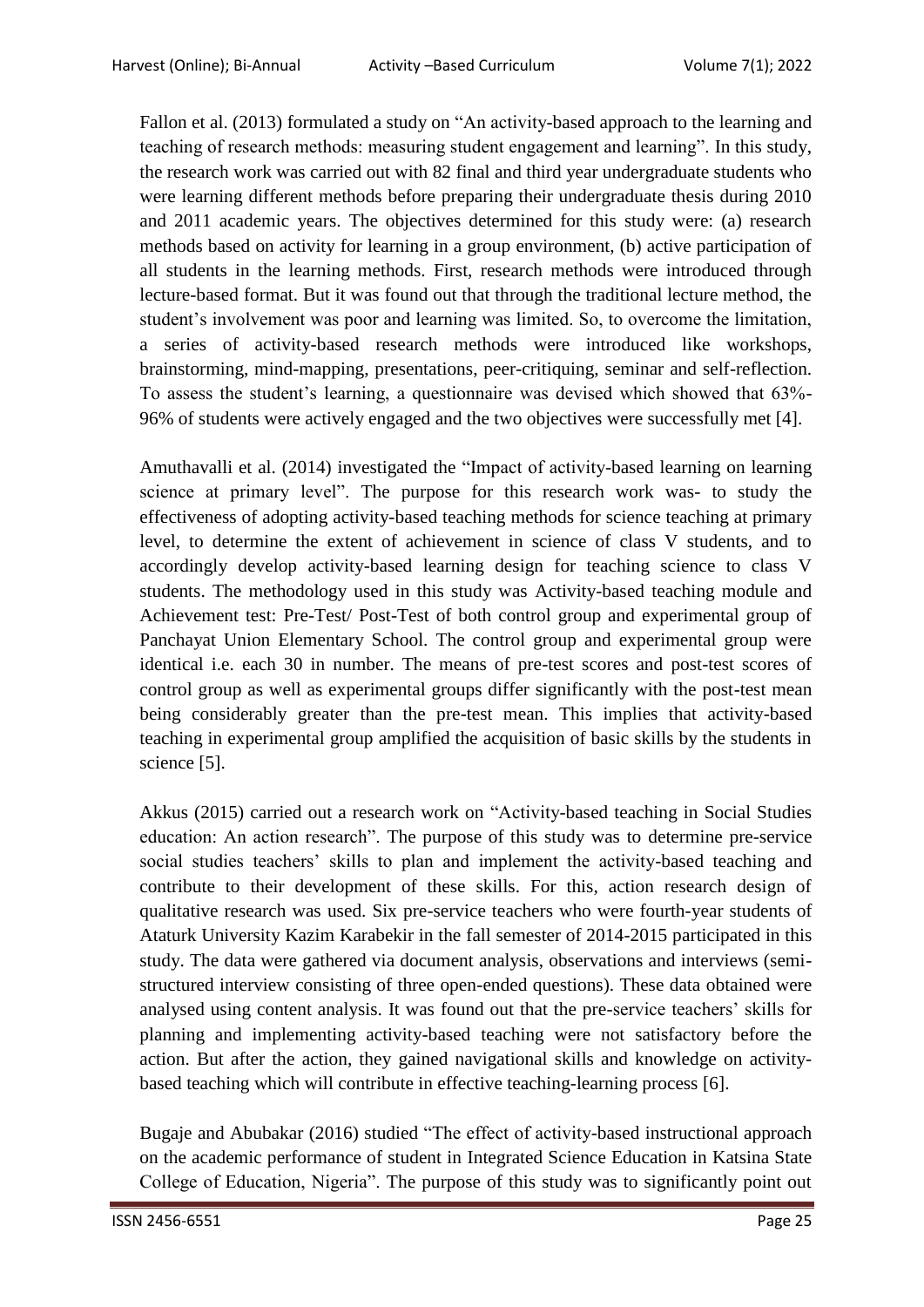Fallon et al. (2013) formulated a study on "An activity-based approach to the learning and teaching of research methods: measuring student engagement and learning". In this study, the research work was carried out with 82 final and third year undergraduate students who were learning different methods before preparing their undergraduate thesis during 2010 and 2011 academic years. The objectives determined for this study were: (a) research methods based on activity for learning in a group environment, (b) active participation of all students in the learning methods. First, research methods were introduced through lecture-based format. But it was found out that through the traditional lecture method, the student's involvement was poor and learning was limited. So, to overcome the limitation, a series of activity-based research methods were introduced like workshops, brainstorming, mind-mapping, presentations, peer-critiquing, seminar and self-reflection. To assess the student's learning, a questionnaire was devised which showed that 63%-96% of students were actively engaged and the two objectives were successfully met [4].

Amuthavalli et al. (2014) investigated the "Impact of activity-based learning on learning science at primary level". The purpose for this research work was- to study the effectiveness of adopting activity-based teaching methods for science teaching at primary level, to determine the extent of achievement in science of class V students, and to accordingly develop activity-based learning design for teaching science to class V students. The methodology used in this study was Activity-based teaching module and Achievement test: Pre-Test/ Post-Test of both control group and experimental group of Panchayat Union Elementary School. The control group and experimental group were identical i.e. each 30 in number. The means of pre-test scores and post-test scores of control group as well as experimental groups differ significantly with the post-test mean being considerably greater than the pre-test mean. This implies that activity-based teaching in experimental group amplified the acquisition of basic skills by the students in science [5].

Akkus (2015) carried out a research work on "Activity-based teaching in Social Studies education: An action research". The purpose of this study was to determine pre-service social studies teachers' skills to plan and implement the activity-based teaching and contribute to their development of these skills. For this, action research design of qualitative research was used. Six pre-service teachers who were fourth-year students of Ataturk University Kazim Karabekir in the fall semester of 2014-2015 participated in this study. The data were gathered via document analysis, observations and interviews (semi-structured interview consisting of three open-ended questions). These data obtained were analysed using content analysis. It was found out that the pre-service teachers' skills for planning and implementing activity-based teaching were not satisfactory before the action. But after the action, they gained navigational skills and knowledge on activity-based teaching which will contribute in effective teaching-learning process [6].

Bugaje and Abubakar (2016) studied "The effect of activity-based instructional approach on the academic performance of student in Integrated Science Education in Katsina State College of Education, Nigeria". The purpose of this study was to significantly point out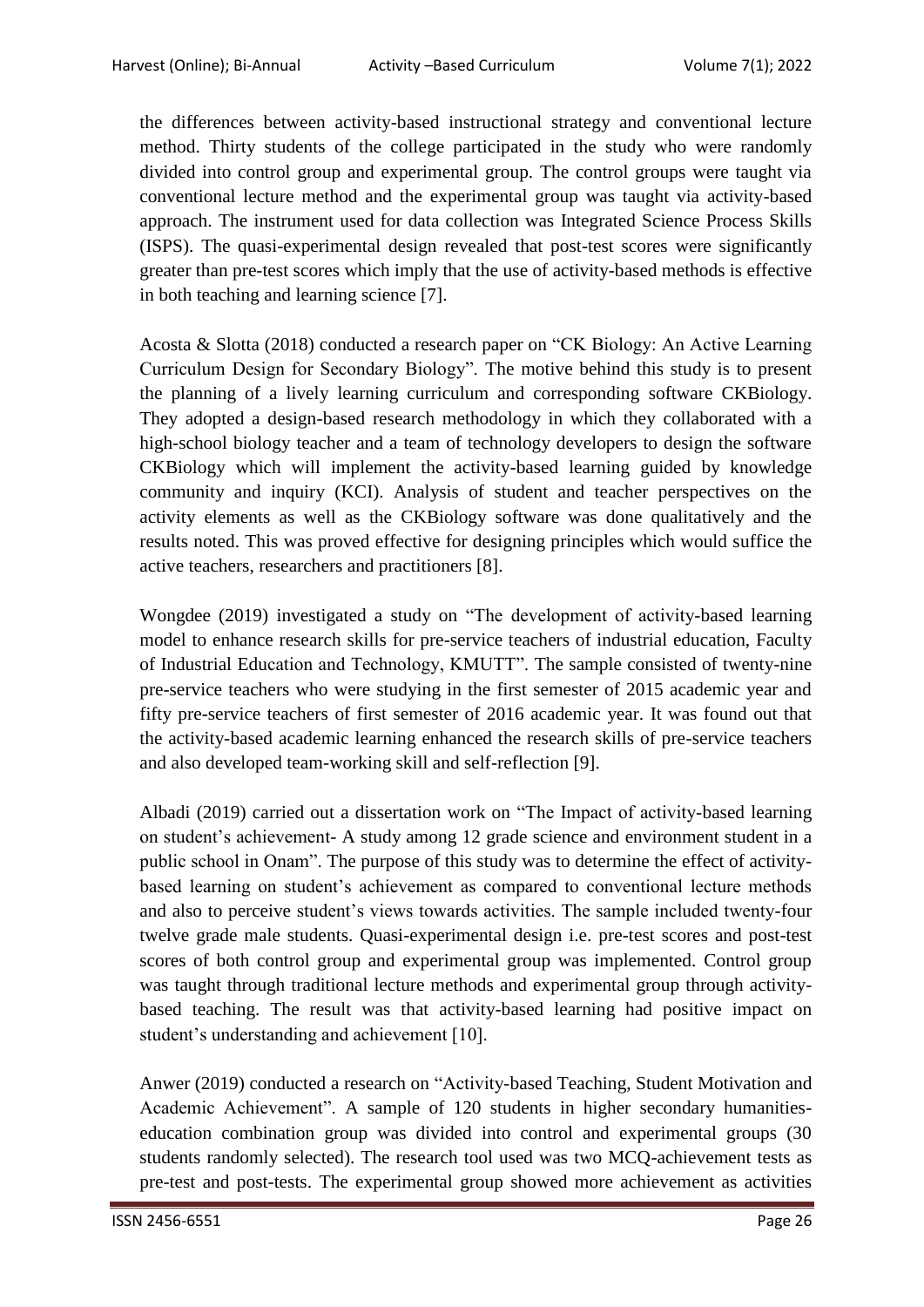the differences between activity-based instructional strategy and conventional lecture method. Thirty students of the college participated in the study who were randomly divided into control group and experimental group. The control groups were taught via conventional lecture method and the experimental group was taught via activity-based approach. The instrument used for data collection was Integrated Science Process Skills (ISPS). The quasi-experimental design revealed that post-test scores were significantly greater than pre-test scores which imply that the use of activity-based methods is effective in both teaching and learning science [7].

Acosta & Slotta (2018) conducted a research paper on "CK Biology: An Active Learning Curriculum Design for Secondary Biology". The motive behind this study is to present the planning of a lively learning curriculum and corresponding software CKBiology. They adopted a design-based research methodology in which they collaborated with a high-school biology teacher and a team of technology developers to design the software CKBiology which will implement the activity-based learning guided by knowledge community and inquiry (KCI). Analysis of student and teacher perspectives on the activity elements as well as the CKBiology software was done qualitatively and the results noted. This was proved effective for designing principles which would suffice the active teachers, researchers and practitioners [8].

Wongdee (2019) investigated a study on "The development of activity-based learning model to enhance research skills for pre-service teachers of industrial education, Faculty of Industrial Education and Technology, KMUTT". The sample consisted of twenty-nine pre-service teachers who were studying in the first semester of 2015 academic year and fifty pre-service teachers of first semester of 2016 academic year. It was found out that the activity-based academic learning enhanced the research skills of pre-service teachers and also developed team-working skill and self-reflection [9].

Albadi (2019) carried out a dissertation work on "The Impact of activity-based learning on student's achievement- A study among 12 grade science and environment student in a public school in Onam". The purpose of this study was to determine the effect of activity-based learning on student's achievement as compared to conventional lecture methods and also to perceive student's views towards activities. The sample included twenty-four twelve grade male students. Quasi-experimental design i.e. pre-test scores and post-test scores of both control group and experimental group was implemented. Control group was taught through traditional lecture methods and experimental group through activity-based teaching. The result was that activity-based learning had positive impact on student's understanding and achievement [10].

Anwer (2019) conducted a research on "Activity-based Teaching, Student Motivation and Academic Achievement". A sample of 120 students in higher secondary humanities-education combination group was divided into control and experimental groups (30 students randomly selected). The research tool used was two MCQ-achievement tests as pre-test and post-tests. The experimental group showed more achievement as activities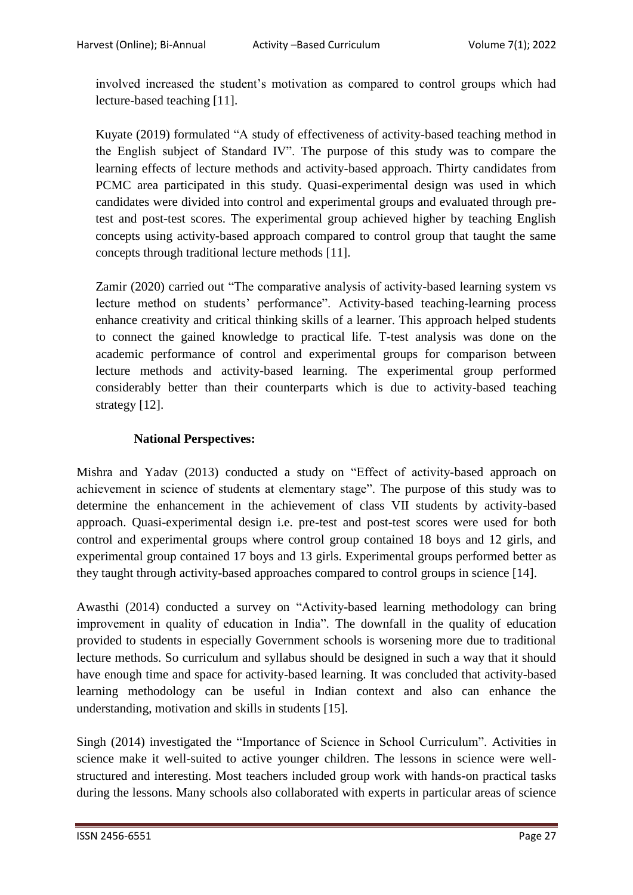involved increased the student's motivation as compared to control groups which had lecture-based teaching [11].

Kuyate (2019) formulated "A study of effectiveness of activity-based teaching method in the English subject of Standard IV". The purpose of this study was to compare the learning effects of lecture methods and activity-based approach. Thirty candidates from PCMC area participated in this study. Quasi-experimental design was used in which candidates were divided into control and experimental groups and evaluated through pre-test and post-test scores. The experimental group achieved higher by teaching English concepts using activity-based approach compared to control group that taught the same concepts through traditional lecture methods [11].

Zamir (2020) carried out "The comparative analysis of activity-based learning system vs lecture method on students' performance". Activity-based teaching-learning process enhance creativity and critical thinking skills of a learner. This approach helped students to connect the gained knowledge to practical life. T-test analysis was done on the academic performance of control and experimental groups for comparison between lecture methods and activity-based learning. The experimental group performed considerably better than their counterparts which is due to activity-based teaching strategy [12].

**National Perspectives:**

Mishra and Yadav (2013) conducted a study on "Effect of activity-based approach on achievement in science of students at elementary stage". The purpose of this study was to determine the enhancement in the achievement of class VII students by activity-based approach. Quasi-experimental design i.e. pre-test and post-test scores were used for both control and experimental groups where control group contained 18 boys and 12 girls, and experimental group contained 17 boys and 13 girls. Experimental groups performed better as they taught through activity-based approaches compared to control groups in science [14].

Awasthi (2014) conducted a survey on "Activity-based learning methodology can bring improvement in quality of education in India". The downfall in the quality of education provided to students in especially Government schools is worsening more due to traditional lecture methods. So curriculum and syllabus should be designed in such a way that it should have enough time and space for activity-based learning. It was concluded that activity-based learning methodology can be useful in Indian context and also can enhance the understanding, motivation and skills in students [15].

Singh (2014) investigated the "Importance of Science in School Curriculum". Activities in science make it well-suited to active younger children. The lessons in science were well-structured and interesting. Most teachers included group work with hands-on practical tasks during the lessons. Many schools also collaborated with experts in particular areas of science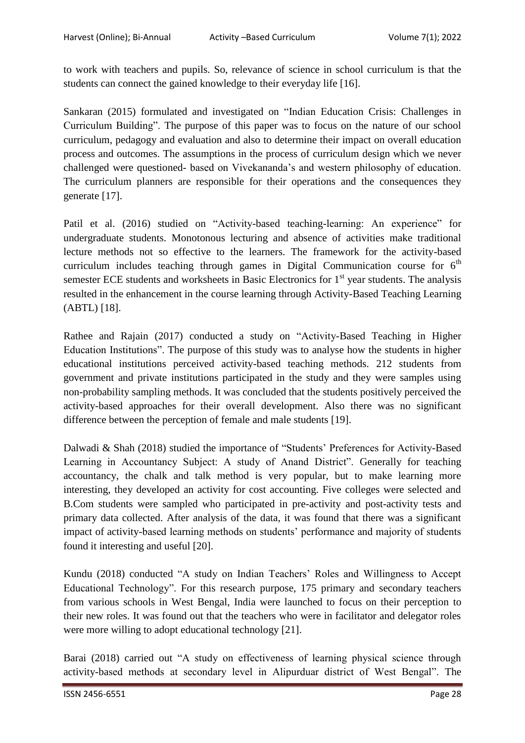to work with teachers and pupils. So, relevance of science in school curriculum is that the students can connect the gained knowledge to their everyday life [16].

Sankaran (2015) formulated and investigated on "Indian Education Crisis: Challenges in Curriculum Building". The purpose of this paper was to focus on the nature of our school curriculum, pedagogy and evaluation and also to determine their impact on overall education process and outcomes. The assumptions in the process of curriculum design which we never challenged were questioned- based on Vivekananda's and western philosophy of education. The curriculum planners are responsible for their operations and the consequences they generate [17].

Patil et al. (2016) studied on "Activity-based teaching-learning: An experience" for undergraduate students. Monotonous lecturing and absence of activities make traditional lecture methods not so effective to the learners. The framework for the activity-based curriculum includes teaching through games in Digital Communication course for 6th semester ECE students and worksheets in Basic Electronics for 1st year students. The analysis resulted in the enhancement in the course learning through Activity-Based Teaching Learning (ABTL) [18].

Rathee and Rajain (2017) conducted a study on "Activity-Based Teaching in Higher Education Institutions". The purpose of this study was to analyse how the students in higher educational institutions perceived activity-based teaching methods. 212 students from government and private institutions participated in the study and they were samples using non-probability sampling methods. It was concluded that the students positively perceived the activity-based approaches for their overall development. Also there was no significant difference between the perception of female and male students [19].

Dalwadi & Shah (2018) studied the importance of "Students' Preferences for Activity-Based Learning in Accountancy Subject: A study of Anand District". Generally for teaching accountancy, the chalk and talk method is very popular, but to make learning more interesting, they developed an activity for cost accounting. Five colleges were selected and B.Com students were sampled who participated in pre-activity and post-activity tests and primary data collected. After analysis of the data, it was found that there was a significant impact of activity-based learning methods on students' performance and majority of students found it interesting and useful [20].

Kundu (2018) conducted "A study on Indian Teachers' Roles and Willingness to Accept Educational Technology". For this research purpose, 175 primary and secondary teachers from various schools in West Bengal, India were launched to focus on their perception to their new roles. It was found out that the teachers who were in facilitator and delegator roles were more willing to adopt educational technology [21].

Barai (2018) carried out "A study on effectiveness of learning physical science through activity-based methods at secondary level in Alipurduar district of West Bengal". The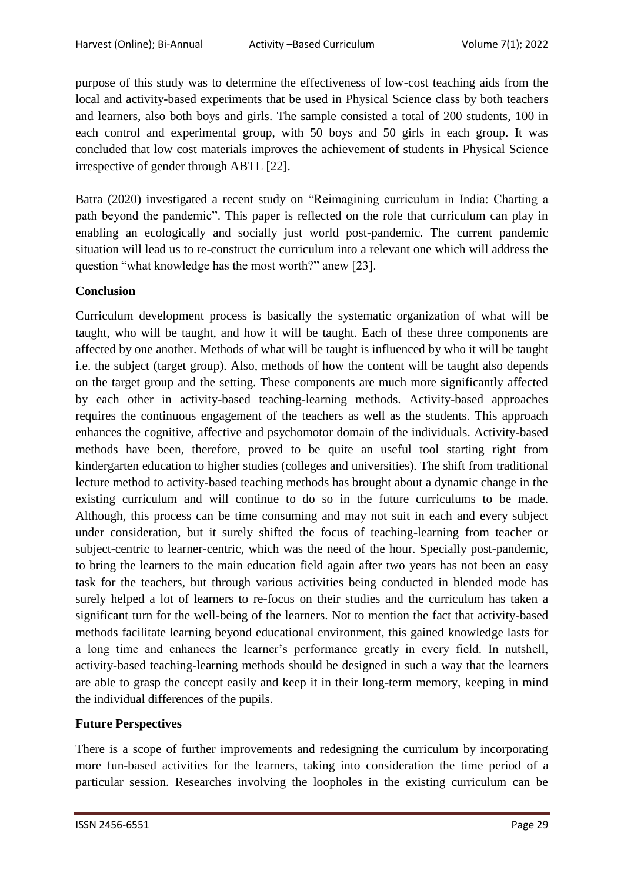purpose of this study was to determine the effectiveness of low-cost teaching aids from the local and activity-based experiments that be used in Physical Science class by both teachers and learners, also both boys and girls. The sample consisted a total of 200 students, 100 in each control and experimental group, with 50 boys and 50 girls in each group. It was concluded that low cost materials improves the achievement of students in Physical Science irrespective of gender through ABTL [22].

Batra (2020) investigated a recent study on "Reimagining curriculum in India: Charting a path beyond the pandemic". This paper is reflected on the role that curriculum can play in enabling an ecologically and socially just world post-pandemic. The current pandemic situation will lead us to re-construct the curriculum into a relevant one which will address the question "what knowledge has the most worth?" anew [23].

## Conclusion

Curriculum development process is basically the systematic organization of what will be taught, who will be taught, and how it will be taught. Each of these three components are affected by one another. Methods of what will be taught is influenced by who it will be taught i.e. the subject (target group). Also, methods of how the content will be taught also depends on the target group and the setting. These components are much more significantly affected by each other in activity-based teaching-learning methods. Activity-based approaches requires the continuous engagement of the teachers as well as the students. This approach enhances the cognitive, affective and psychomotor domain of the individuals. Activity-based methods have been, therefore, proved to be quite an useful tool starting right from kindergarten education to higher studies (colleges and universities). The shift from traditional lecture method to activity-based teaching methods has brought about a dynamic change in the existing curriculum and will continue to do so in the future curriculums to be made. Although, this process can be time consuming and may not suit in each and every subject under consideration, but it surely shifted the focus of teaching-learning from teacher or subject-centric to learner-centric, which was the need of the hour. Specially post-pandemic, to bring the learners to the main education field again after two years has not been an easy task for the teachers, but through various activities being conducted in blended mode has surely helped a lot of learners to re-focus on their studies and the curriculum has taken a significant turn for the well-being of the learners. Not to mention the fact that activity-based methods facilitate learning beyond educational environment, this gained knowledge lasts for a long time and enhances the learner's performance greatly in every field. In nutshell, activity-based teaching-learning methods should be designed in such a way that the learners are able to grasp the concept easily and keep it in their long-term memory, keeping in mind the individual differences of the pupils.

## Future Perspectives

There is a scope of further improvements and redesigning the curriculum by incorporating more fun-based activities for the learners, taking into consideration the time period of a particular session. Researches involving the loopholes in the existing curriculum can be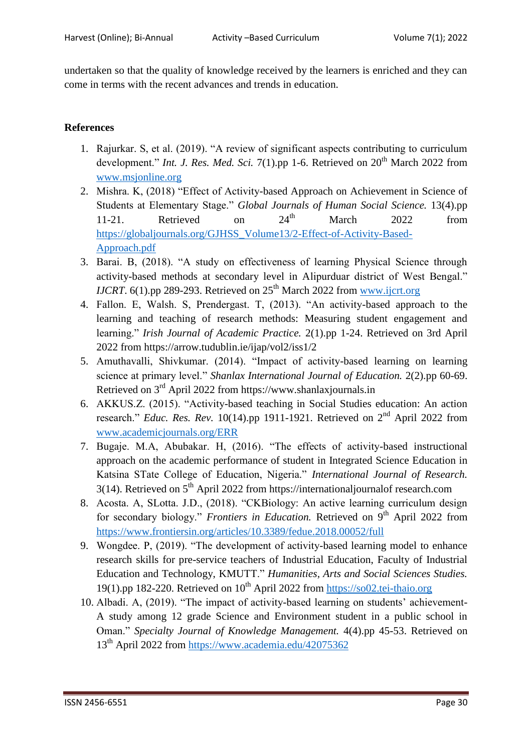undertaken so that the quality of knowledge received by the learners is enriched and they can come in terms with the recent advances and trends in education.

**References**

1. Rajurkar. S, et al. (2019). "A review of significant aspects contributing to curriculum development." *Int. J. Res. Med. Sci.* 7(1).pp 1-6. Retrieved on 20th March 2022 from www.msjonline.org
2. Mishra. K, (2018) "Effect of Activity-based Approach on Achievement in Science of Students at Elementary Stage." *Global Journals of Human Social Science.* 13(4).pp 11-21. Retrieved on 24th March 2022 from https://globaljournals.org/GJHSS_Volume13/2-Effect-of-Activity-Based-Approach.pdf
3. Barai. B, (2018). "A study on effectiveness of learning Physical Science through activity-based methods at secondary level in Alipurduar district of West Bengal." *IJCRT*. 6(1).pp 289-293. Retrieved on 25th March 2022 from www.ijcrt.org
4. Fallon. E, Walsh. S, Prendergast. T, (2013). "An activity-based approach to the learning and teaching of research methods: Measuring student engagement and learning." *Irish Journal of Academic Practice.* 2(1).pp 1-24. Retrieved on 3rd April 2022 from https://arrow.tudublin.ie/ijap/vol2/iss1/2
5. Amuthavalli, Shivkumar. (2014). "Impact of activity-based learning on learning science at primary level." *Shanlax International Journal of Education.* 2(2).pp 60-69. Retrieved on 3rd April 2022 from https://www.shanlaxjournals.in
6. AKKUS.Z. (2015). "Activity-based teaching in Social Studies education: An action research." *Educ. Res. Rev.* 10(14).pp 1911-1921. Retrieved on 2nd April 2022 from www.academicjournals.org/ERR
7. Bugaje. M.A, Abubakar. H, (2016). "The effects of activity-based instructional approach on the academic performance of student in Integrated Science Education in Katsina STate College of Education, Nigeria." *International Journal of Research.* 3(14). Retrieved on 5th April 2022 from https://internationaljournalof research.com
8. Acosta. A, SLotta. J.D., (2018). "CKBiology: An active learning curriculum design for secondary biology." *Frontiers in Education.* Retrieved on 9th April 2022 from https://www.frontiersin.org/articles/10.3389/fedue.2018.00052/full
9. Wongdee. P, (2019). "The development of activity-based learning model to enhance research skills for pre-service teachers of Industrial Education, Faculty of Industrial Education and Technology, KMUTT." *Humanities, Arts and Social Sciences Studies.* 19(1).pp 182-220. Retrieved on 10th April 2022 from https://so02.tei-thaio.org
10. Albadi. A, (2019). "The impact of activity-based learning on students' achievement- A study among 12 grade Science and Environment student in a public school in Oman." *Specialty Journal of Knowledge Management.* 4(4).pp 45-53. Retrieved on 13th April 2022 from https://www.academia.edu/42075362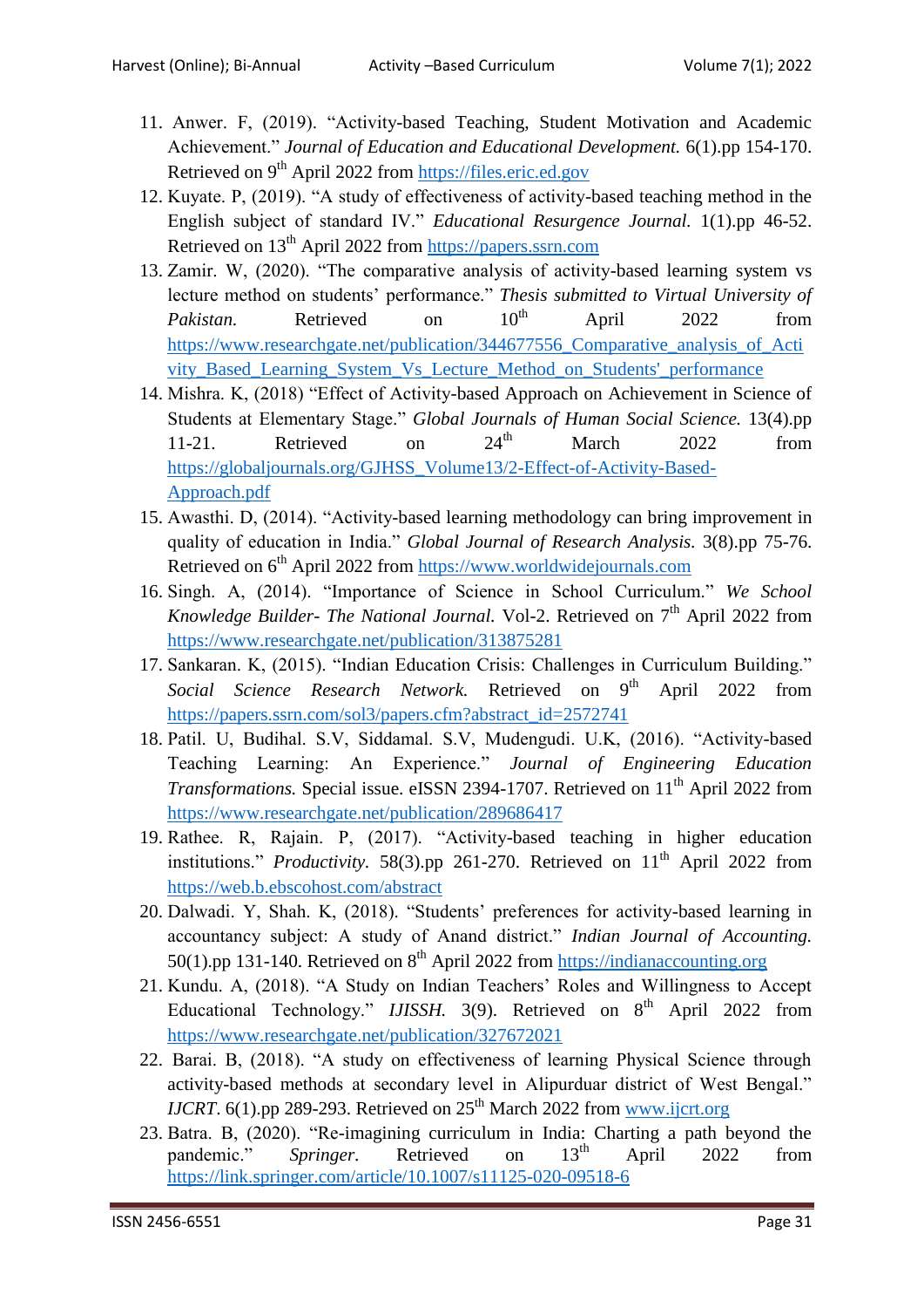11. Anwer. F, (2019). "Activity-based Teaching, Student Motivation and Academic Achievement." *Journal of Education and Educational Development.* 6(1).pp 154-170. Retrieved on 9th April 2022 from https://files.eric.ed.gov
12. Kuyate. P, (2019). "A study of effectiveness of activity-based teaching method in the English subject of standard IV." *Educational Resurgence Journal.* 1(1).pp 46-52. Retrieved on 13th April 2022 from https://papers.ssrn.com
13. Zamir. W, (2020). "The comparative analysis of activity-based learning system vs lecture method on students' performance." *Thesis submitted to Virtual University of Pakistan.* Retrieved on 10th April 2022 from https://www.researchgate.net/publication/344677556_Comparative_analysis_of_Activity_Based_Learning_System_Vs_Lecture_Method_on_Students'_performance
14. Mishra. K, (2018) "Effect of Activity-based Approach on Achievement in Science of Students at Elementary Stage." *Global Journals of Human Social Science.* 13(4).pp 11-21. Retrieved on 24th March 2022 from https://globaljournals.org/GJHSS_Volume13/2-Effect-of-Activity-Based-Approach.pdf
15. Awasthi. D, (2014). "Activity-based learning methodology can bring improvement in quality of education in India." *Global Journal of Research Analysis.* 3(8).pp 75-76. Retrieved on 6th April 2022 from https://www.worldwidejournals.com
16. Singh. A, (2014). "Importance of Science in School Curriculum." *We School Knowledge Builder- The National Journal.* Vol-2. Retrieved on 7th April 2022 from https://www.researchgate.net/publication/313875281
17. Sankaran. K, (2015). "Indian Education Crisis: Challenges in Curriculum Building." *Social Science Research Network.* Retrieved on 9th April 2022 from https://papers.ssrn.com/sol3/papers.cfm?abstract_id=2572741
18. Patil. U, Budihal. S.V, Siddamal. S.V, Mudengudi. U.K, (2016). "Activity-based Teaching Learning: An Experience." *Journal of Engineering Education Transformations.* Special issue. eISSN 2394-1707. Retrieved on 11th April 2022 from https://www.researchgate.net/publication/289686417
19. Rathee. R, Rajain. P, (2017). "Activity-based teaching in higher education institutions." *Productivity.* 58(3).pp 261-270. Retrieved on 11th April 2022 from https://web.b.ebscohost.com/abstract
20. Dalwadi. Y, Shah. K, (2018). "Students' preferences for activity-based learning in accountancy subject: A study of Anand district." *Indian Journal of Accounting.* 50(1).pp 131-140. Retrieved on 8th April 2022 from https://indianaccounting.org
21. Kundu. A, (2018). "A Study on Indian Teachers' Roles and Willingness to Accept Educational Technology." *IJISSH.* 3(9). Retrieved on 8th April 2022 from https://www.researchgate.net/publication/327672021
22. Barai. B, (2018). "A study on effectiveness of learning Physical Science through activity-based methods at secondary level in Alipurduar district of West Bengal." *IJCRT*. 6(1).pp 289-293. Retrieved on 25th March 2022 from www.ijcrt.org
23. Batra. B, (2020). "Re-imagining curriculum in India: Charting a path beyond the pandemic." *Springer.* Retrieved on 13th April 2022 from https://link.springer.com/article/10.1007/s11125-020-09518-6